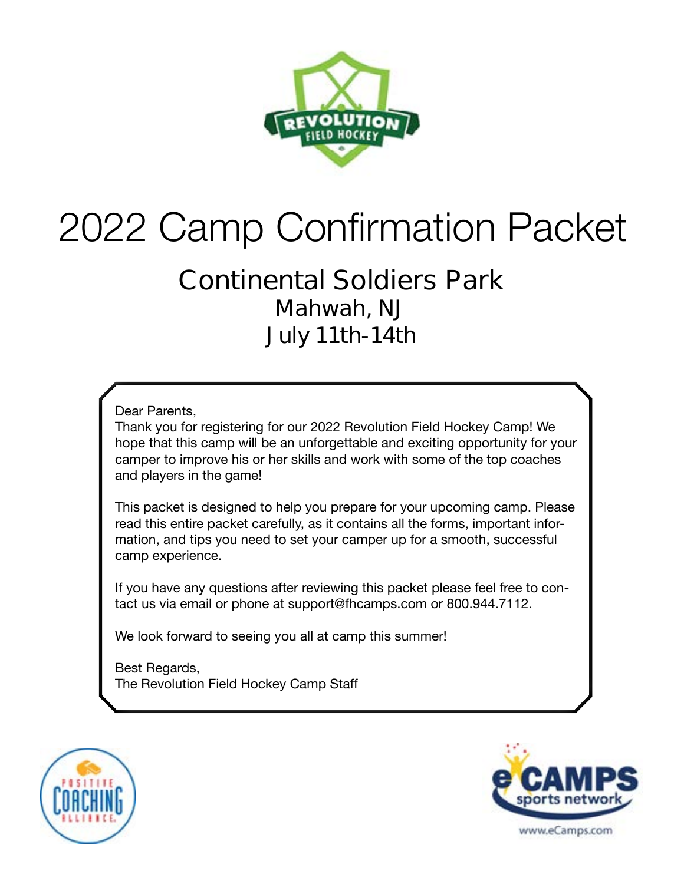# 2022 Camp Confirmation Packet

## Continental Soldiers Park

### Mahwah, NJ

### July 11th-14th

Dear Parents,
Thank you for registering for our 2022 Revolution Field Hockey Camp! We hope that this camp will be an unforgettable and exciting opportunity for your camper to improve his or her skills and work with some of the top coaches and players in the game!

This packet is designed to help you prepare for your upcoming camp. Please read this entire packet carefully, as it contains all the forms, important information, and tips you need to set your camper up for a smooth, successful camp experience.

If you have any questions after reviewing this packet please feel free to contact us via email or phone at support@fhcamps.com or 800.944.7112.

We look forward to seeing you all at camp this summer!

Best Regards,
The Revolution Field Hockey Camp Staff

www.eCamps.com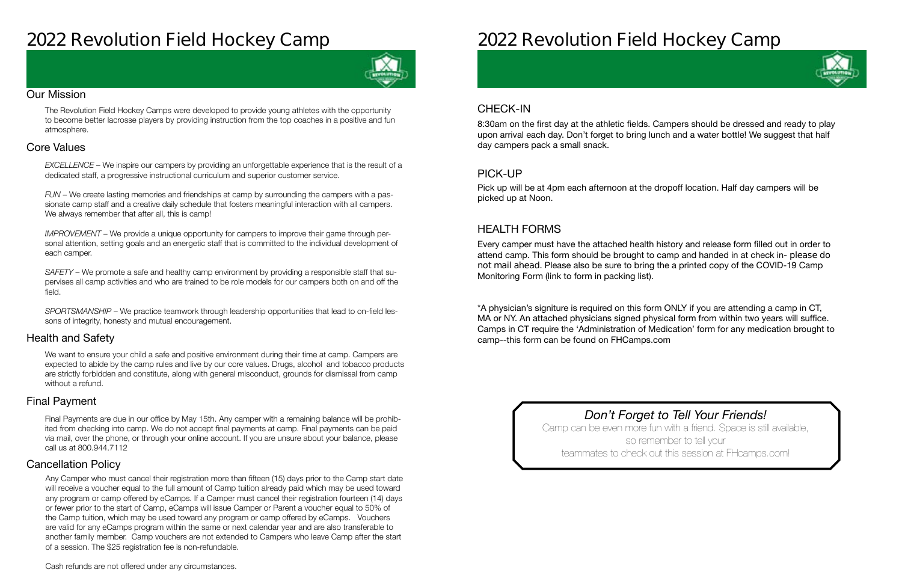# 2022 Revolution Field Hockey Camp

## Our Mission

The Revolution Field Hockey Camps were developed to provide young athletes with the opportunity to become better lacrosse players by providing instruction from the top coaches in a positive and fun atmosphere.

## Core Values

*EXCELLENCE* – We inspire our campers by providing an unforgettable experience that is the result of a dedicated staff, a progressive instructional curriculum and superior customer service.

*FUN* – We create lasting memories and friendships at camp by surrounding the campers with a passionate camp staff and a creative daily schedule that fosters meaningful interaction with all campers. We always remember that after all, this is camp!

*IMPROVEMENT* – We provide a unique opportunity for campers to improve their game through personal attention, setting goals and an energetic staff that is committed to the individual development of each camper.

*SAFETY* – We promote a safe and healthy camp environment by providing a responsible staff that supervises all camp activities and who are trained to be role models for our campers both on and off the field.

*SPORTSMANSHIP* – We practice teamwork through leadership opportunities that lead to on-field lessons of integrity, honesty and mutual encouragement.

## Health and Safety

We want to ensure your child a safe and positive environment during their time at camp. Campers are expected to abide by the camp rules and live by our core values. Drugs, alcohol and tobacco products are strictly forbidden and constitute, along with general misconduct, grounds for dismissal from camp without a refund.

## Final Payment

Final Payments are due in our office by May 15th. Any camper with a remaining balance will be prohibited from checking into camp. We do not accept final payments at camp. Final payments can be paid via mail, over the phone, or through your online account. If you are unsure about your balance, please call us at 800.944.7112

## Cancellation Policy

Any Camper who must cancel their registration more than fifteen (15) days prior to the Camp start date will receive a voucher equal to the full amount of Camp tuition already paid which may be used toward any program or camp offered by eCamps. If a Camper must cancel their registration fourteen (14) days or fewer prior to the start of Camp, eCamps will issue Camper or Parent a voucher equal to 50% of the Camp tuition, which may be used toward any program or camp offered by eCamps. Vouchers are valid for any eCamps program within the same or next calendar year and are also transferable to another family member. Camp vouchers are not extended to Campers who leave Camp after the start of a session. The $25 registration fee is non-refundable.

Cash refunds are not offered under any circumstances.

# 2022 Revolution Field Hockey Camp

## CHECK-IN

8:30am on the first day at the athletic fields. Campers should be dressed and ready to play upon arrival each day. Don't forget to bring lunch and a water bottle! We suggest that half day campers pack a small snack.

## PICK-UP

Pick up will be at 4pm each afternoon at the dropoff location. Half day campers will be picked up at Noon.

## HEALTH FORMS

Every camper must have the attached health history and release form filled out in order to attend camp. This form should be brought to camp and handed in at check in- please do not mail ahead. Please also be sure to bring the a printed copy of the COVID-19 Camp Monitoring Form (link to form in packing list).

*A physician's signiture is required on this form ONLY if you are attending a camp in CT, MA or NY. An attached physicians signed physical form from within two years will suffice. Camps in CT require the 'Administration of Medication' form for any medication brought to camp--this form can be found on FHCamps.com

*Don't Forget to Tell Your Friends!*

Camp can be even more fun with a friend. Space is still available, so remember to tell your teammates to check out this session at FHcamps.com!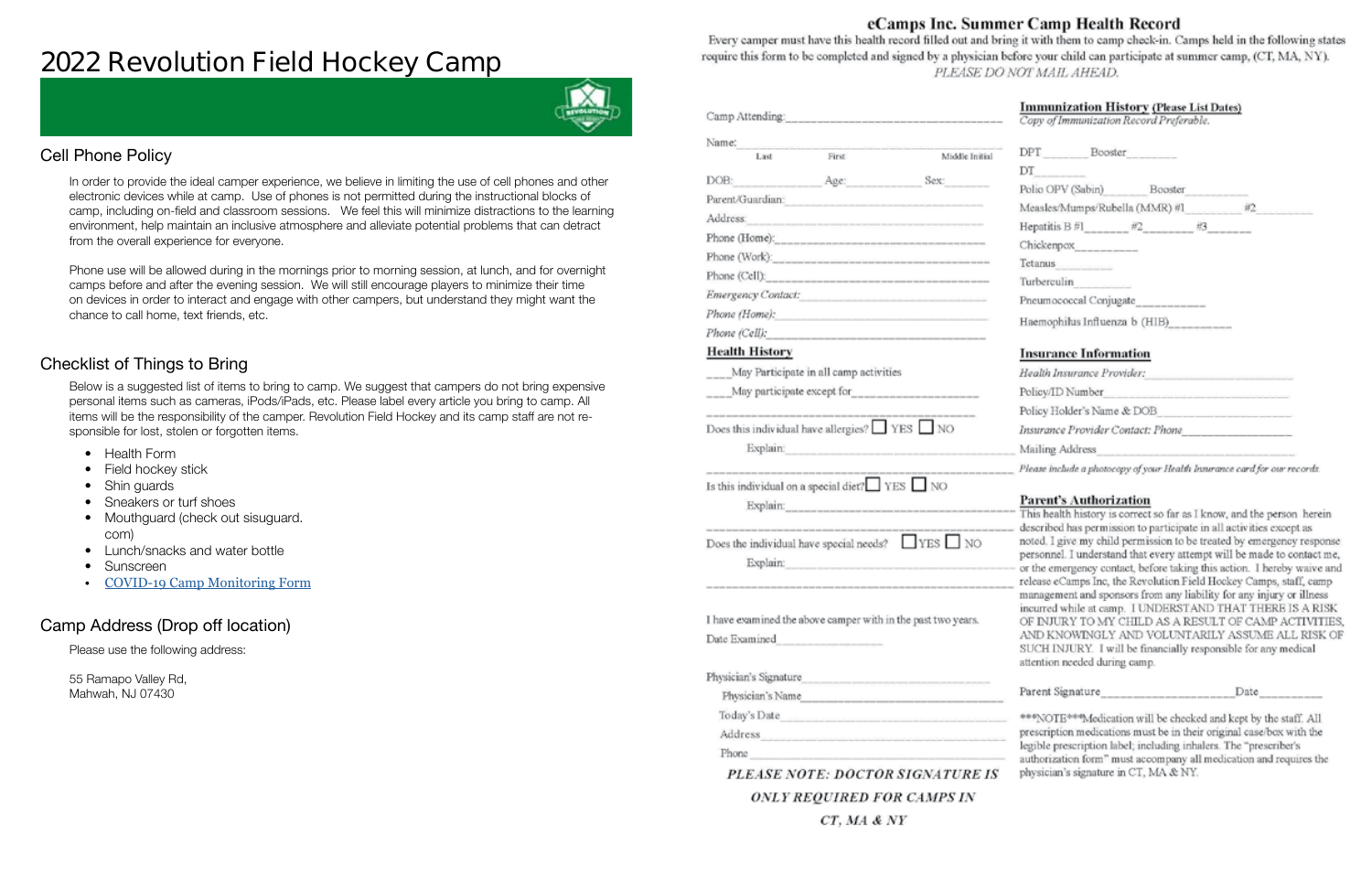# 2022 Revolution Field Hockey Camp

## Cell Phone Policy

In order to provide the ideal camper experience, we believe in limiting the use of cell phones and other electronic devices while at camp. Use of phones is not permitted during the instructional blocks of camp, including on-field and classroom sessions. We feel this will minimize distractions to the learning environment, help maintain an inclusive atmosphere and alleviate potential problems that can detract from the overall experience for everyone.

Phone use will be allowed during in the mornings prior to morning session, at lunch, and for overnight camps before and after the evening session. We will still encourage players to minimize their time on devices in order to interact and engage with other campers, but understand they might want the chance to call home, text friends, etc.

## Checklist of Things to Bring

Below is a suggested list of items to bring to camp. We suggest that campers do not bring expensive personal items such as cameras, iPods/iPads, etc. Please label every article you bring to camp. All items will be the responsibility of the camper. Revolution Field Hockey and its camp staff are not responsible for lost, stolen or forgotten items.

- Health Form
- Field hockey stick
- Shin guards
- Sneakers or turf shoes
- Mouthguard (check out sisuguard.com)
- Lunch/snacks and water bottle
- Sunscreen
- COVID-19 Camp Monitoring Form

## Camp Address (Drop off location)

Please use the following address:

55 Ramapo Valley Rd,
Mahwah, NJ 07430

# eCamps Inc. Summer Camp Health Record

Every camper must have this health record filled out and bring it with them to camp check-in. Camps held in the following states require this form to be completed and signed by a physician before your child can participate at summer camp, (CT, MA, NY).

*PLEASE DO NOT MAIL AHEAD.*

Camp Attending:\_\_\_\_\_\_\_\_\_\_\_\_\_\_\_\_\_\_\_\_\_\_\_\_\_\_\_\_

Name:\_\_\_\_\_\_\_\_\_\_\_\_\_\_\_\_\_\_\_\_\_\_\_\_\_\_\_\_
Last First Middle Initial

DOB:\_\_\_\_\_\_\_\_ Age:\_\_\_\_\_\_\_\_ Sex:\_\_\_\_\_\_\_\_

Parent/Guardian:\_\_\_\_\_\_\_\_\_\_\_\_\_\_\_\_\_\_\_\_

Address:\_\_\_\_\_\_\_\_\_\_\_\_\_\_\_\_\_\_\_\_

Phone (Home):\_\_\_\_\_\_\_\_\_\_\_\_\_\_\_\_\_\_\_\_

Phone (Work):\_\_\_\_\_\_\_\_\_\_\_\_\_\_\_\_\_\_\_\_

Phone (Cell):\_\_\_\_\_\_\_\_\_\_\_\_\_\_\_\_\_\_\_\_

*Emergency Contact:*\_\_\_\_\_\_\_\_\_\_\_\_\_\_\_\_\_\_\_\_

*Phone (Home):*\_\_\_\_\_\_\_\_\_\_\_\_\_\_\_\_\_\_\_\_

*Phone (Cell):*\_\_\_\_\_\_\_\_\_\_\_\_\_\_\_\_\_\_\_\_

## Health History

\_\_\_\_May Participate in all camp activities

\_\_\_\_May participate except for\_\_\_\_\_\_\_\_\_\_\_\_\_\_\_\_\_\_\_\_

\_\_\_\_\_\_\_\_\_\_\_\_\_\_\_\_\_\_\_\_\_\_\_\_\_\_\_\_\_\_

Does this individual have allergies? ☐ YES ☐ NO

Explain:\_\_\_\_\_\_\_\_\_\_\_\_\_\_\_\_\_\_\_\_

Is this individual on a special diet? ☐ YES ☐ NO

Explain:\_\_\_\_\_\_\_\_\_\_\_\_\_\_\_\_\_\_\_\_

Does the individual have special needs? ☐ YES ☐ NO

Explain:\_\_\_\_\_\_\_\_\_\_\_\_\_\_\_\_\_\_\_\_

I have examined the above camper with in the past two years.

Date Examined\_\_\_\_\_\_\_\_\_\_\_\_\_\_\_\_\_\_\_\_

Physician's Signature\_\_\_\_\_\_\_\_\_\_\_\_\_\_\_\_\_\_\_\_

Physician's Name\_\_\_\_\_\_\_\_\_\_\_\_\_\_\_\_\_\_\_\_

Today's Date\_\_\_\_\_\_\_\_\_\_\_\_\_\_\_\_\_\_\_\_

Address\_\_\_\_\_\_\_\_\_\_\_\_\_\_\_\_\_\_\_\_

Phone\_\_\_\_\_\_\_\_\_\_\_\_\_\_\_\_\_\_\_\_

*PLEASE NOTE: DOCTOR SIGNATURE IS ONLY REQUIRED FOR CAMPS IN CT, MA & NY*

## Immunization History (Please List Dates)

*Copy of Immunization Record Preferable.*

DPT\_\_\_\_\_\_ Booster\_\_\_\_\_\_

DT\_\_\_\_\_\_

Polio OPV (Sabin)\_\_\_\_\_\_ Booster\_\_\_\_\_\_

Measles/Mumps/Rubella (MMR) #1\_\_\_\_\_\_ #2\_\_\_\_\_\_

Hepatitis B #1\_\_\_\_\_\_ #2\_\_\_\_\_\_ #3\_\_\_\_\_\_

Chickenpox\_\_\_\_\_\_

Tetanus\_\_\_\_\_\_

Turberculin\_\_\_\_\_\_

Pneumococcal Conjugate\_\_\_\_\_\_

Haemophilus Influenza b (HIB)\_\_\_\_\_\_

## Insurance Information

*Health Insurance Provider:*\_\_\_\_\_\_\_\_\_\_\_\_\_\_\_\_\_\_\_\_

Policy/ID Number\_\_\_\_\_\_\_\_\_\_\_\_\_\_\_\_\_\_\_\_

Policy Holder's Name & DOB\_\_\_\_\_\_\_\_\_\_\_\_\_\_\_\_\_\_\_\_

*Insurance Provider Contact: Phone*\_\_\_\_\_\_\_\_\_\_\_\_\_\_\_\_\_\_\_\_

Mailing Address\_\_\_\_\_\_\_\_\_\_\_\_\_\_\_\_\_\_\_\_

*Please include a photocopy of your Health Insurance card for our records.*

## Parent's Authorization

This health history is correct so far as I know, and the person herein described has permission to participate in all activities except as noted. I give my child permission to be treated by emergency response personnel. I understand that every attempt will be made to contact me, or the emergency contact, before taking this action. I hereby waive and release eCamps Inc, the Revolution Field Hockey Camps, staff, camp management and sponsors from any liability for any injury or illness incurred while at camp. I UNDERSTAND THAT THERE IS A RISK OF INJURY TO MY CHILD AS A RESULT OF CAMP ACTIVITIES, AND KNOWINGLY AND VOLUNTARILY ASSUME ALL RISK OF SUCH INJURY. I will be financially responsible for any medical attention needed during camp.

Parent Signature\_\_\_\_\_\_\_\_\_\_\_\_\_\_\_\_\_\_\_\_ Date\_\_\_\_\_\_\_\_

\*\*\*NOTE\*\*\*Medication will be checked and kept by the staff. All prescription medications must be in their original case/box with the legible prescription label; including inhalers. The "prescriber's authorization form" must accompany all medication and requires the physician's signature in CT, MA & NY.